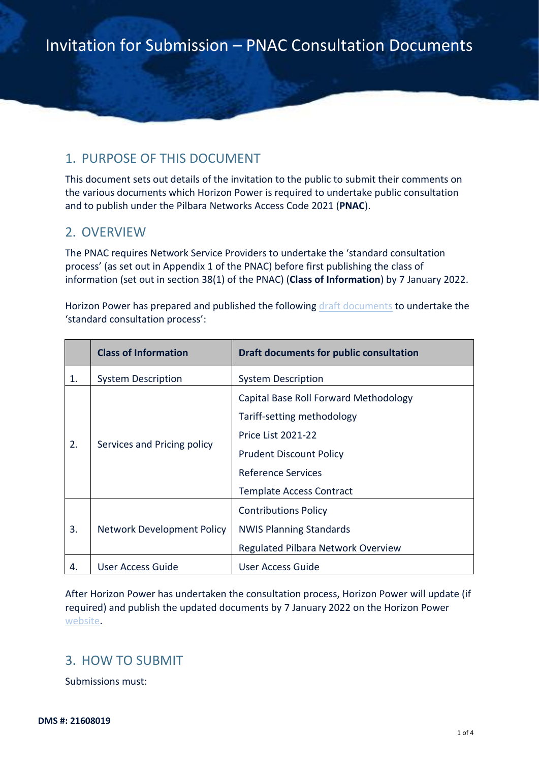# Invitation for Submission – PNAC Consultation Documents

## 1. PURPOSE OF THIS DOCUMENT

This document sets out details of the invitation to the public to submit their comments on the various documents which Horizon Power is required to undertake public consultation and to publish under the Pilbara Networks Access Code 2021 (**PNAC**).

## 2. OVERVIEW

The PNAC requires Network Service Providers to undertake the 'standard consultation process' (as set out in Appendix 1 of the PNAC) before first publishing the class of information (set out in section 38(1) of the PNAC) (**Class of Information**) by 7 January 2022.

Horizon Power has prepared and published the following draft documents to undertake the 'standard consultation process':

| | Class of Information | Draft documents for public consultation |
|---|---|---|
| 1. | System Description | System Description |
| 2. | Services and Pricing policy | Capital Base Roll Forward Methodology |
| | | Tariff-setting methodology |
| | | Price List 2021-22 |
| | | Prudent Discount Policy |
| | | Reference Services |
| | | Template Access Contract |
| 3. | Network Development Policy | Contributions Policy |
| | | NWIS Planning Standards |
| | | Regulated Pilbara Network Overview |
| 4. | User Access Guide | User Access Guide |

After Horizon Power has undertaken the consultation process, Horizon Power will update (if required) and publish the updated documents by 7 January 2022 on the Horizon Power website.

## 3. HOW TO SUBMIT

Submissions must:

**DMS #: 21608019**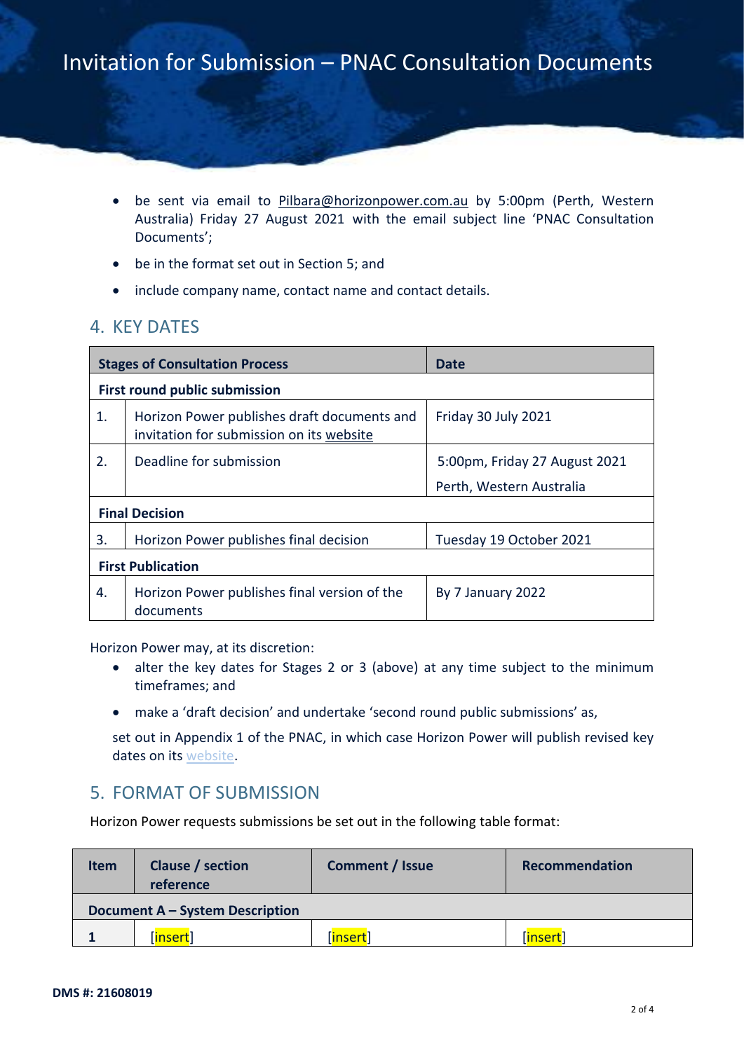- be sent via email to Pilbara@horizonpower.com.au by 5:00pm (Perth, Western Australia) Friday 27 August 2021 with the email subject line 'PNAC Consultation Documents';
- be in the format set out in Section 5; and
- include company name, contact name and contact details.

## 4. KEY DATES

| Stages of Consultation Process | | Date |
|---|---|---|
| **First round public submission** | | |
| 1. | Horizon Power publishes draft documents and invitation for submission on its website | Friday 30 July 2021 |
| 2. | Deadline for submission | 5:00pm, Friday 27 August 2021 Perth, Western Australia |
| **Final Decision** | | |
| 3. | Horizon Power publishes final decision | Tuesday 19 October 2021 |
| **First Publication** | | |
| 4. | Horizon Power publishes final version of the documents | By 7 January 2022 |

Horizon Power may, at its discretion:

- alter the key dates for Stages 2 or 3 (above) at any time subject to the minimum timeframes; and
- make a 'draft decision' and undertake 'second round public submissions' as,

set out in Appendix 1 of the PNAC, in which case Horizon Power will publish revised key dates on its website.

## 5. FORMAT OF SUBMISSION

Horizon Power requests submissions be set out in the following table format:

| Item | Clause / section reference | Comment / Issue | Recommendation |
|---|---|---|---|
| **Document A – System Description** | | | |
| **1** | [insert] | [insert] | [insert] |

**DMS #: 21608019**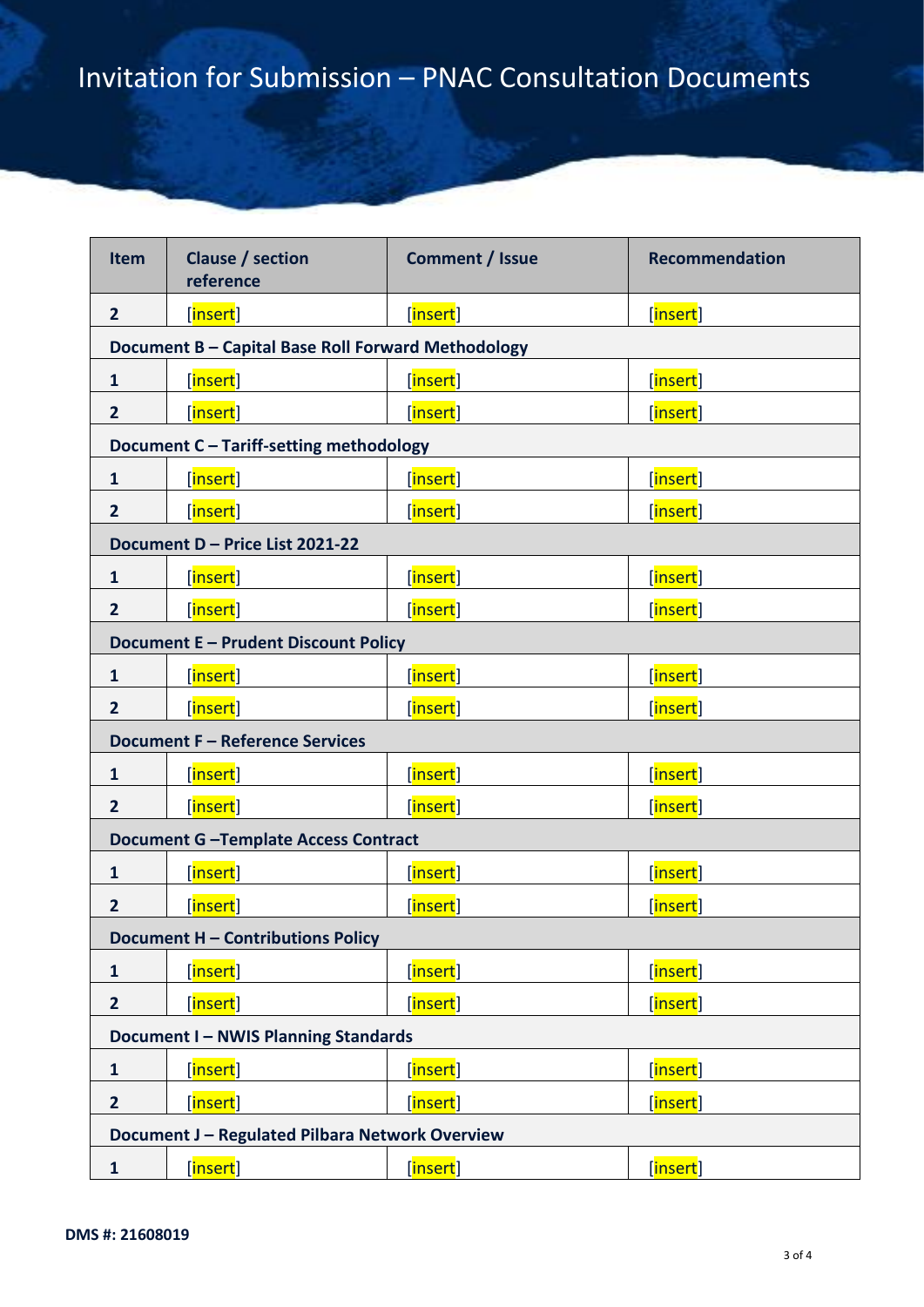# Invitation for Submission – PNAC Consultation Documents

| Item | Clause / section reference | Comment / Issue | Recommendation |
|---|---|---|---|
| 2 | [insert] | [insert] | [insert] |
| **Document B – Capital Base Roll Forward Methodology** | | | |
| 1 | [insert] | [insert] | [insert] |
| 2 | [insert] | [insert] | [insert] |
| **Document C – Tariff-setting methodology** | | | |
| 1 | [insert] | [insert] | [insert] |
| 2 | [insert] | [insert] | [insert] |
| **Document D – Price List 2021-22** | | | |
| 1 | [insert] | [insert] | [insert] |
| 2 | [insert] | [insert] | [insert] |
| **Document E – Prudent Discount Policy** | | | |
| 1 | [insert] | [insert] | [insert] |
| 2 | [insert] | [insert] | [insert] |
| **Document F – Reference Services** | | | |
| 1 | [insert] | [insert] | [insert] |
| 2 | [insert] | [insert] | [insert] |
| **Document G –Template Access Contract** | | | |
| 1 | [insert] | [insert] | [insert] |
| 2 | [insert] | [insert] | [insert] |
| **Document H – Contributions Policy** | | | |
| 1 | [insert] | [insert] | [insert] |
| 2 | [insert] | [insert] | [insert] |
| **Document I – NWIS Planning Standards** | | | |
| 1 | [insert] | [insert] | [insert] |
| 2 | [insert] | [insert] | [insert] |
| **Document J – Regulated Pilbara Network Overview** | | | |
| 1 | [insert] | [insert] | [insert] |

**DMS #: 21608019**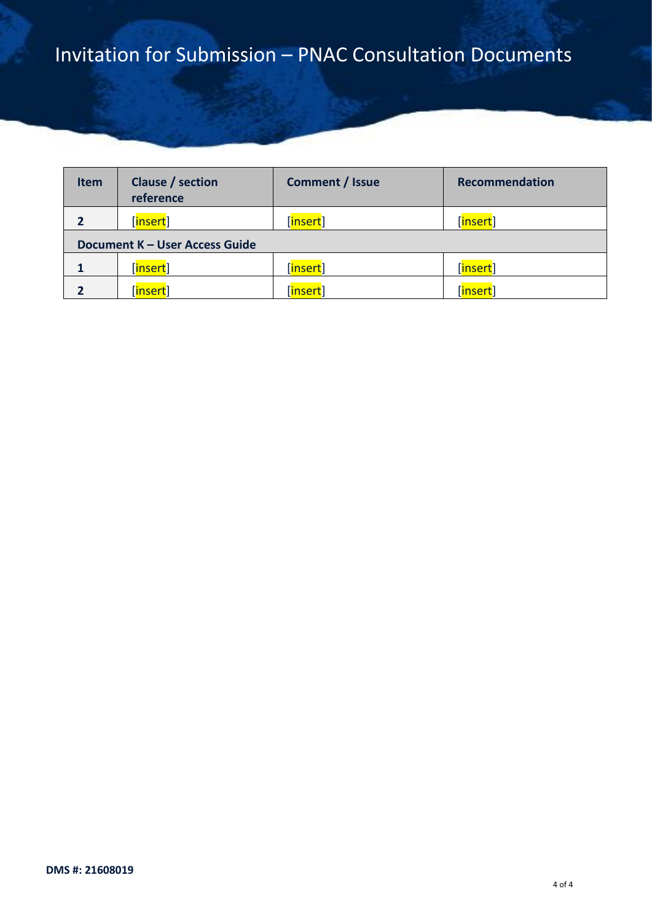| Item | Clause / section reference | Comment / Issue | Recommendation |
|---|---|---|---|
| **2** | [insert] | [insert] | [insert] |
| **Document K – User Access Guide** | | | |
| **1** | [insert] | [insert] | [insert] |
| **2** | [insert] | [insert] | [insert] |

**DMS #: 21608019**